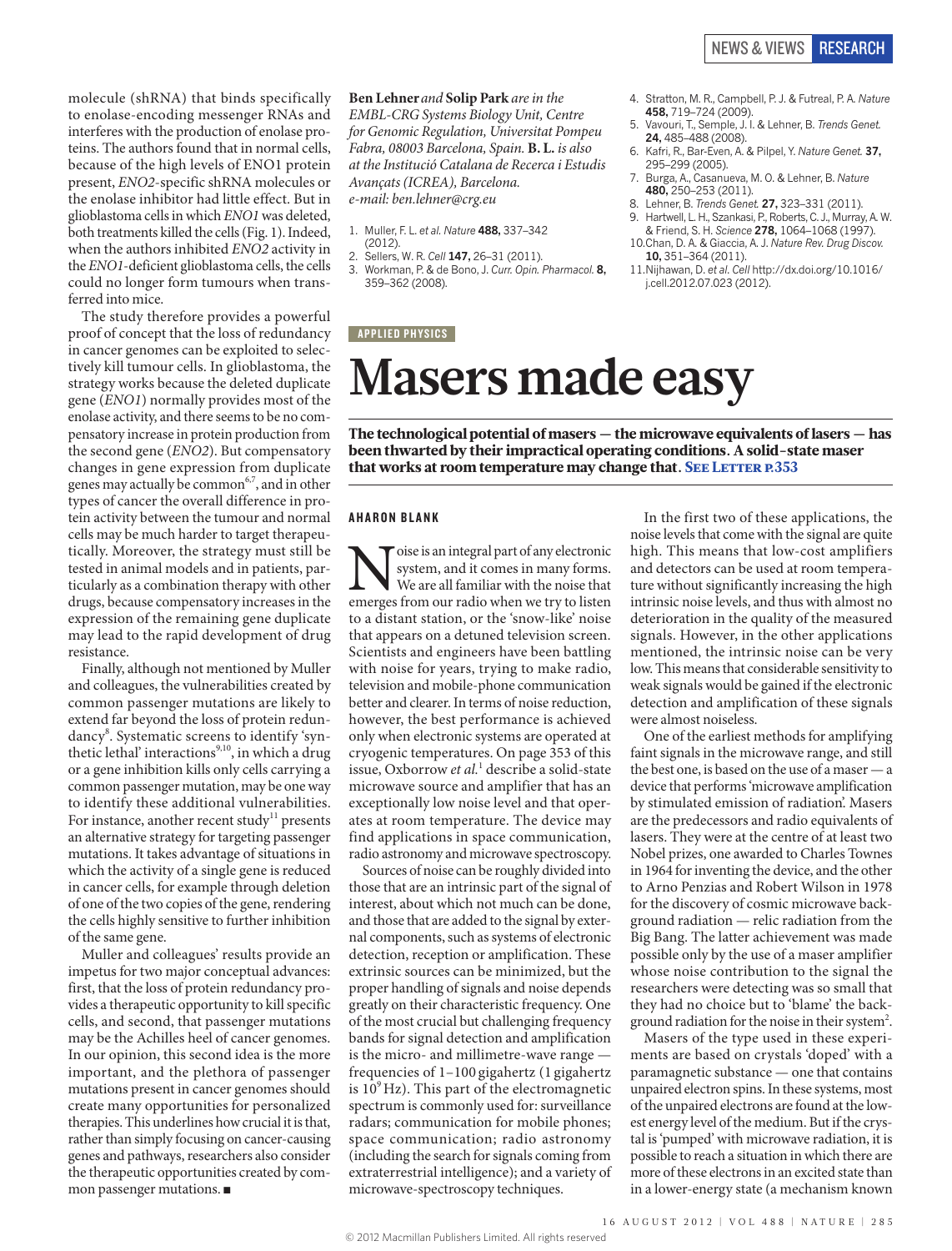molecule (shRNA) that binds specifically to enolase-encoding messenger RNAs and interferes with the production of enolase proteins. The authors found that in normal cells, because of the high levels of ENO1 protein present, *ENO2*-specific shRNA molecules or the enolase inhibitor had little effect. But in glioblastoma cells in which *ENO1* was deleted, both treatments killed the cells (Fig. 1). Indeed, when the authors inhibited *ENO2* activity in the *ENO1*-deficient glioblastoma cells, the cells could no longer form tumours when transferred into mice.

The study therefore provides a powerful proof of concept that the loss of redundancy in cancer genomes can be exploited to selectively kill tumour cells. In glioblastoma, the strategy works because the deleted duplicate gene (*ENO1*) normally provides most of the enolase activity, and there seems to be no compensatory increase in protein production from the second gene (*ENO2*). But compensatory changes in gene expression from duplicate genes may actually be common[6,7], and in other types of cancer the overall difference in protein activity between the tumour and normal cells may be much harder to target therapeutically. Moreover, the strategy must still be tested in animal models and in patients, particularly as a combination therapy with other drugs, because compensatory increases in the expression of the remaining gene duplicate may lead to the rapid development of drug resistance.

Finally, although not mentioned by Muller and colleagues, the vulnerabilities created by common passenger mutations are likely to extend far beyond the loss of protein redundancy[8]. Systematic screens to identify 'synthetic lethal' interactions[9,10], in which a drug or a gene inhibition kills only cells carrying a common passenger mutation, may be one way to identify these additional vulnerabilities. For instance, another recent study[11] presents an alternative strategy for targeting passenger mutations. It takes advantage of situations in which the activity of a single gene is reduced in cancer cells, for example through deletion of one of the two copies of the gene, rendering the cells highly sensitive to further inhibition of the same gene.

Muller and colleagues' results provide an impetus for two major conceptual advances: first, that the loss of protein redundancy provides a therapeutic opportunity to kill specific cells, and second, that passenger mutations may be the Achilles heel of cancer genomes. In our opinion, this second idea is the more important, and the plethora of passenger mutations present in cancer genomes should create many opportunities for personalized therapies. This underlines how crucial it is that, rather than simply focusing on cancer-causing genes and pathways, researchers also consider the therapeutic opportunities created by common passenger mutations. ■

**Ben Lehner** *and* **Solip Park** *are in the EMBL-CRG Systems Biology Unit, Centre for Genomic Regulation, Universitat Pompeu Fabra, 08003 Barcelona, Spain.* **B. L.** *is also at the Institució Catalana de Recerca i Estudis Avançats (ICREA), Barcelona.*
*e-mail: ben.lehner@crg.eu*

1. Muller, F. L. *et al. Nature* **488,** 337–342 (2012).
2. Sellers, W. R. *Cell* **147,** 26–31 (2011).
3. Workman, P. & de Bono, J. *Curr. Opin. Pharmacol.* **8,** 359–362 (2008).
4. Stratton, M. R., Campbell, P. J. & Futreal, P. A. *Nature* **458,** 719–724 (2009).
5. Vavouri, T., Semple, J. I. & Lehner, B. *Trends Genet.* **24,** 485–488 (2008).
6. Kafri, R., Bar-Even, A. & Pilpel, Y. *Nature Genet.* **37,** 295–299 (2005).
7. Burga, A., Casanueva, M. O. & Lehner, B. *Nature* **480,** 250–253 (2011).
8. Lehner, B. *Trends Genet.* **27,** 323–331 (2011).
9. Hartwell, L. H., Szankasi, P., Roberts, C. J., Murray, A. W. & Friend, S. H. *Science* **278,** 1064–1068 (1997).
10. Chan, D. A. & Giaccia, A. J. *Nature Rev. Drug Discov.* **10,** 351–364 (2011).
11. Nijhawan, D. *et al. Cell* http://dx.doi.org/10.1016/j.cell.2012.07.023 (2012).

APPLIED PHYSICS

# Masers made easy

**The technological potential of masers — the microwave equivalents of lasers — has been thwarted by their impractical operating conditions. A solid-state maser that works at room temperature may change that. See Letter p.353**

AHARON BLANK

Noise is an integral part of any electronic system, and it comes in many forms. We are all familiar with the noise that emerges from our radio when we try to listen to a distant station, or the 'snow-like' noise that appears on a detuned television screen. Scientists and engineers have been battling with noise for years, trying to make radio, television and mobile-phone communication better and clearer. In terms of noise reduction, however, the best performance is achieved only when electronic systems are operated at cryogenic temperatures. On page 353 of this issue, Oxborrow *et al.*[1] describe a solid-state microwave source and amplifier that has an exceptionally low noise level and that operates at room temperature. The device may find applications in space communication, radio astronomy and microwave spectroscopy.

Sources of noise can be roughly divided into those that are an intrinsic part of the signal of interest, about which not much can be done, and those that are added to the signal by external components, such as systems of electronic detection, reception or amplification. These extrinsic sources can be minimized, but the proper handling of signals and noise depends greatly on their characteristic frequency. One of the most crucial but challenging frequency bands for signal detection and amplification is the micro- and millimetre-wave range — frequencies of 1–100 gigahertz (1 gigahertz is $10^9$ Hz). This part of the electromagnetic spectrum is commonly used for: surveillance radars; communication for mobile phones; space communication; radio astronomy (including the search for signals coming from extraterrestrial intelligence); and a variety of microwave-spectroscopy techniques.

In the first two of these applications, the noise levels that come with the signal are quite high. This means that low-cost amplifiers and detectors can be used at room temperature without significantly increasing the high intrinsic noise levels, and thus with almost no deterioration in the quality of the measured signals. However, in the other applications mentioned, the intrinsic noise can be very low. This means that considerable sensitivity to weak signals would be gained if the electronic detection and amplification of these signals were almost noiseless.

One of the earliest methods for amplifying faint signals in the microwave range, and still the best one, is based on the use of a maser — a device that performs 'microwave amplification by stimulated emission of radiation'. Masers are the predecessors and radio equivalents of lasers. They were at the centre of at least two Nobel prizes, one awarded to Charles Townes in 1964 for inventing the device, and the other to Arno Penzias and Robert Wilson in 1978 for the discovery of cosmic microwave background radiation — relic radiation from the Big Bang. The latter achievement was made possible only by the use of a maser amplifier whose noise contribution to the signal the researchers were detecting was so small that they had no choice but to 'blame' the background radiation for the noise in their system[2].

Masers of the type used in these experiments are based on crystals 'doped' with a paramagnetic substance — one that contains unpaired electron spins. In these systems, most of the unpaired electrons are found at the lowest energy level of the medium. But if the crystal is 'pumped' with microwave radiation, it is possible to reach a situation in which there are more of these electrons in an excited state than in a lower-energy state (a mechanism known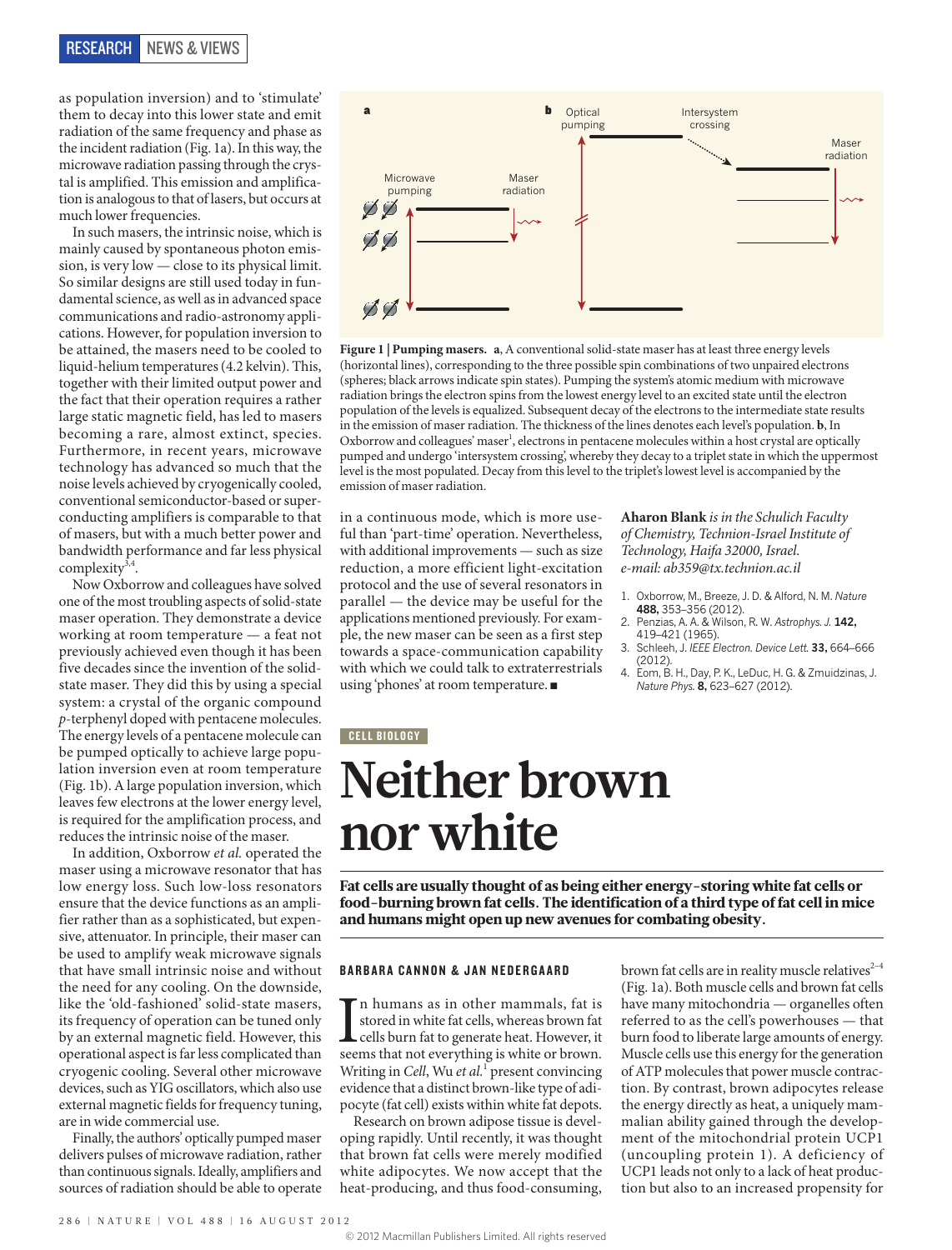as population inversion) and to 'stimulate' them to decay into this lower state and emit radiation of the same frequency and phase as the incident radiation (Fig. 1a). In this way, the microwave radiation passing through the crystal is amplified. This emission and amplification is analogous to that of lasers, but occurs at much lower frequencies.

In such masers, the intrinsic noise, which is mainly caused by spontaneous photon emission, is very low — close to its physical limit. So similar designs are still used today in fundamental science, as well as in advanced space communications and radio-astronomy applications. However, for population inversion to be attained, the masers need to be cooled to liquid-helium temperatures (4.2 kelvin). This, together with their limited output power and the fact that their operation requires a rather large static magnetic field, has led to masers becoming a rare, almost extinct, species. Furthermore, in recent years, microwave technology has advanced so much that the noise levels achieved by cryogenically cooled, conventional semiconductor-based or superconducting amplifiers is comparable to that of masers, but with a much better power and bandwidth performance and far less physical complexity[3,4].

Now Oxborrow and colleagues have solved one of the most troubling aspects of solid-state maser operation. They demonstrate a device working at room temperature — a feat not previously achieved even though it has been five decades since the invention of the solid-state maser. They did this by using a special system: a crystal of the organic compound *p*-terphenyl doped with pentacene molecules. The energy levels of a pentacene molecule can be pumped optically to achieve large population inversion even at room temperature (Fig. 1b). A large population inversion, which leaves few electrons at the lower energy level, is required for the amplification process, and reduces the intrinsic noise of the maser.

In addition, Oxborrow *et al.* operated the maser using a microwave resonator that has low energy loss. Such low-loss resonators ensure that the device functions as an amplifier rather than as a sophisticated, but expensive, attenuator. In principle, their maser can be used to amplify weak microwave signals that have small intrinsic noise and without the need for any cooling. On the downside, like the 'old-fashioned' solid-state masers, its frequency of operation can be tuned only by an external magnetic field. However, this operational aspect is far less complicated than cryogenic cooling. Several other microwave devices, such as YIG oscillators, which also use external magnetic fields for frequency tuning, are in wide commercial use.

Finally, the authors' optically pumped maser delivers pulses of microwave radiation, rather than continuous signals. Ideally, amplifiers and sources of radiation should be able to operate in a continuous mode, which is more useful than 'part-time' operation. Nevertheless, with additional improvements — such as size reduction, a more efficient light-excitation protocol and the use of several resonators in parallel — the device may be useful for the applications mentioned previously. For example, the new maser can be seen as a first step towards a space-communication capability with which we could talk to extraterrestrials using 'phones' at room temperature. ■

a

Microwave pumping

Maser radiation

b

Optical pumping

Intersystem crossing

Maser radiation

**Figure 1 | Pumping masers. a**, A conventional solid-state maser has at least three energy levels (horizontal lines), corresponding to the three possible spin combinations of two unpaired electrons (spheres; black arrows indicate spin states). Pumping the system's atomic medium with microwave radiation brings the electron spins from the lowest energy level to an excited state until the electron population of the levels is equalized. Subsequent decay of the electrons to the intermediate state results in the emission of maser radiation. The thickness of the lines denotes each level's population. **b**, In Oxborrow and colleagues' maser[1], electrons in pentacene molecules within a host crystal are optically pumped and undergo 'intersystem crossing', whereby they decay to a triplet state in which the uppermost level is the most populated. Decay from this level to the triplet's lowest level is accompanied by the emission of maser radiation.

**Aharon Blank** *is in the Schulich Faculty of Chemistry, Technion-Israel Institute of Technology, Haifa 32000, Israel.*
*e-mail: ab359@tx.technion.ac.il*

1. Oxborrow, M., Breeze, J. D. & Alford, N. M. *Nature* **488,** 353–356 (2012).
2. Penzias, A. A. & Wilson, R. W. *Astrophys. J.* **142,** 419–421 (1965).
3. Schleeh, J. *IEEE Electron. Device Lett.* **33,** 664–666 (2012).
4. Eom, B. H., Day, P. K., LeDuc, H. G. & Zmuidzinas, J. *Nature Phys.* **8,** 623–627 (2012).

CELL BIOLOGY

# Neither brown nor white

**Fat cells are usually thought of as being either energy-storing white fat cells or food-burning brown fat cells. The identification of a third type of fat cell in mice and humans might open up new avenues for combating obesity.**

BARBARA CANNON & JAN NEDERGAARD

In humans as in other mammals, fat is stored in white fat cells, whereas brown fat cells burn fat to generate heat. However, it seems that not everything is white or brown. Writing in *Cell*, Wu *et al.*[1] present convincing evidence that a distinct brown-like type of adipocyte (fat cell) exists within white fat depots.

Research on brown adipose tissue is developing rapidly. Until recently, it was thought that brown fat cells were merely modified white adipocytes. We now accept that the heat-producing, and thus food-consuming, brown fat cells are in reality muscle relatives[2–4] (Fig. 1a). Both muscle cells and brown fat cells have many mitochondria — organelles often referred to as the cell's powerhouses — that burn food to liberate large amounts of energy. Muscle cells use this energy for the generation of ATP molecules that power muscle contraction. By contrast, brown adipocytes release the energy directly as heat, a uniquely mammalian ability gained through the development of the mitochondrial protein UCP1 (uncoupling protein 1). A deficiency of UCP1 leads not only to a lack of heat production but also to an increased propensity for